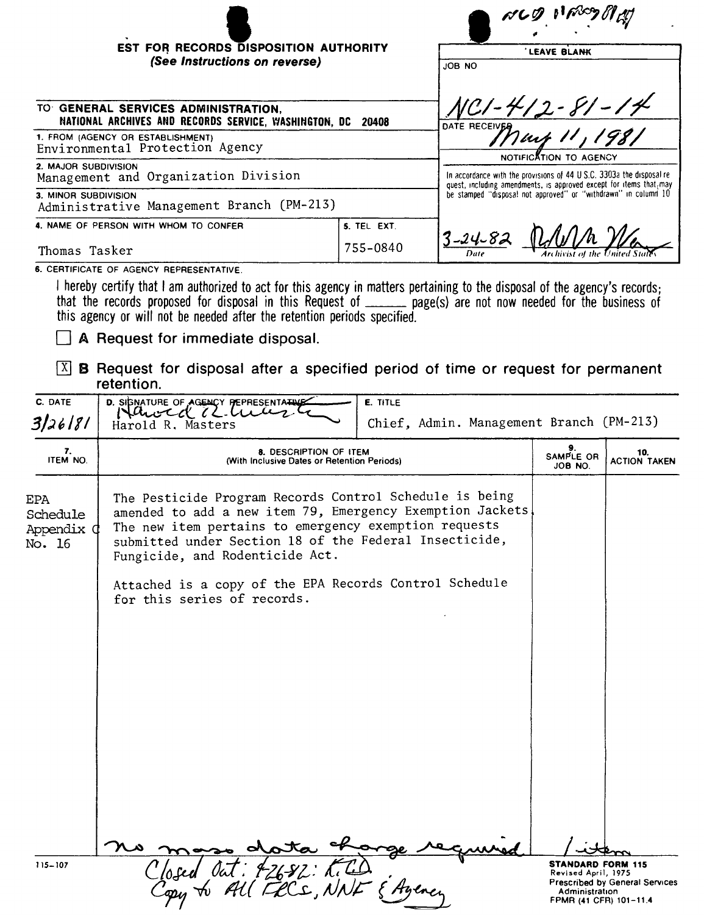NCO 11 May 81 [illegible]

# REQUEST FOR RECORDS DISPOSITION AUTHORITY

*(See Instructions on reverse)*

| LEAVE BLANK |
|---|
| JOB NO: NC1-412-81-14 |
| DATE RECEIVED: May 11, 1981 |
| NOTIFICATION TO AGENCY |
| In accordance with the provisions of 44 U.S.C. 3303a the disposal request, including amendments, is approved except for items that may be stamped "disposal not approved" or "withdrawn" in column 10 |
| 3-24-82 — Date — [signature] Archivist of the United States |

TO: **GENERAL SERVICES ADMINISTRATION, NATIONAL ARCHIVES AND RECORDS SERVICE, WASHINGTON, DC 20408**

1. FROM (AGENCY OR ESTABLISHMENT): Environmental Protection Agency
2. MAJOR SUBDIVISION: Management and Organization Division
3. MINOR SUBDIVISION: Administrative Management Branch (PM-213)
4. NAME OF PERSON WITH WHOM TO CONFER: Thomas Tasker
5. TEL. EXT.: 755-0840

6. CERTIFICATE OF AGENCY REPRESENTATIVE.

I hereby certify that I am authorized to act for this agency in matters pertaining to the disposal of the agency's records; that the records proposed for disposal in this Request of ______ page(s) are not now needed for the business of this agency or will not be needed after the retention periods specified.

☐ **A** Request for immediate disposal.

☒ **B** Request for disposal after a specified period of time or request for permanent retention.

| C. DATE | D. SIGNATURE OF AGENCY REPRESENTATIVE | E. TITLE |
|---|---|---|
| 3/26/81 | Harold R. Masters | Chief, Admin. Management Branch (PM-213) |

| 7. ITEM NO. | 8. DESCRIPTION OF ITEM (With Inclusive Dates or Retention Periods) | 9. SAMPLE OR JOB NO. | 10. ACTION TAKEN |
|---|---|---|---|
| EPA Schedule Appendix C No. 16 | The Pesticide Program Records Control Schedule is being amended to add a new item 79, Emergency Exemption Jackets. The new item pertains to emergency exemption requests submitted under Section 18 of the Federal Insecticide, Fungicide, and Rodenticide Act.<br><br>Attached is a copy of the EPA Records Control Schedule for this series of records. | | |

no mass data charge required — 1 item

Closed Out: 4-26-82: K.C.D.
Copy to All FRCs, NNF & Agency

115-107

**STANDARD FORM 115**
Revised April, 1975
Prescribed by General Services Administration
FPMR (41 CFR) 101-11.4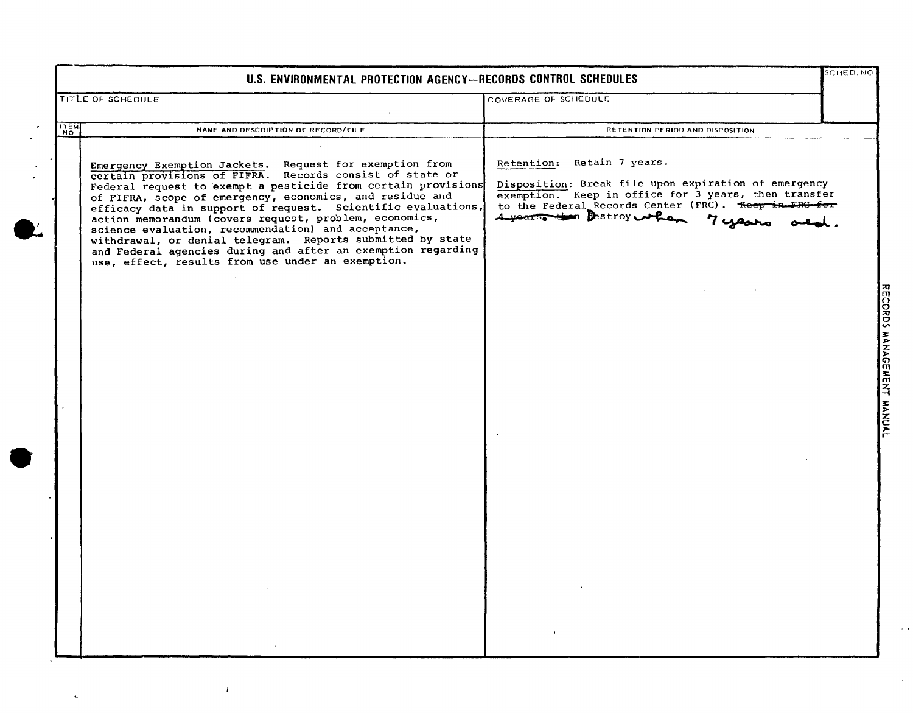# U.S. ENVIRONMENTAL PROTECTION AGENCY—RECORDS CONTROL SCHEDULES

| TITLE OF SCHEDULE | COVERAGE OF SCHEDULE | SCHED. NO. |
|---|---|---|
| | | |

| ITEM NO. | NAME AND DESCRIPTION OF RECORD/FILE | RETENTION PERIOD AND DISPOSITION |
|---|---|---|
| | Emergency Exemption Jackets. Request for exemption from certain provisions of FIFRA. Records consist of state or Federal request to exempt a pesticide from certain provisions of FIFRA, scope of emergency, economics, and residue and efficacy data in support of request. Scientific evaluations, action memorandum (covers request, problem, economics, science evaluation, recommendation) and acceptance, withdrawal, or denial telegram. Reports submitted by state and Federal agencies during and after an exemption regarding use, effect, results from use under an exemption. | Retention: Retain 7 years.<br><br>Disposition: Break file upon expiration of emergency exemption. Keep in office for 3 years, then transfer to the Federal Records Center (FRC). ~~Keep in FRC for 4 years, then~~ Destroy when 7 years old. |

RECORDS MANAGEMENT MANUAL